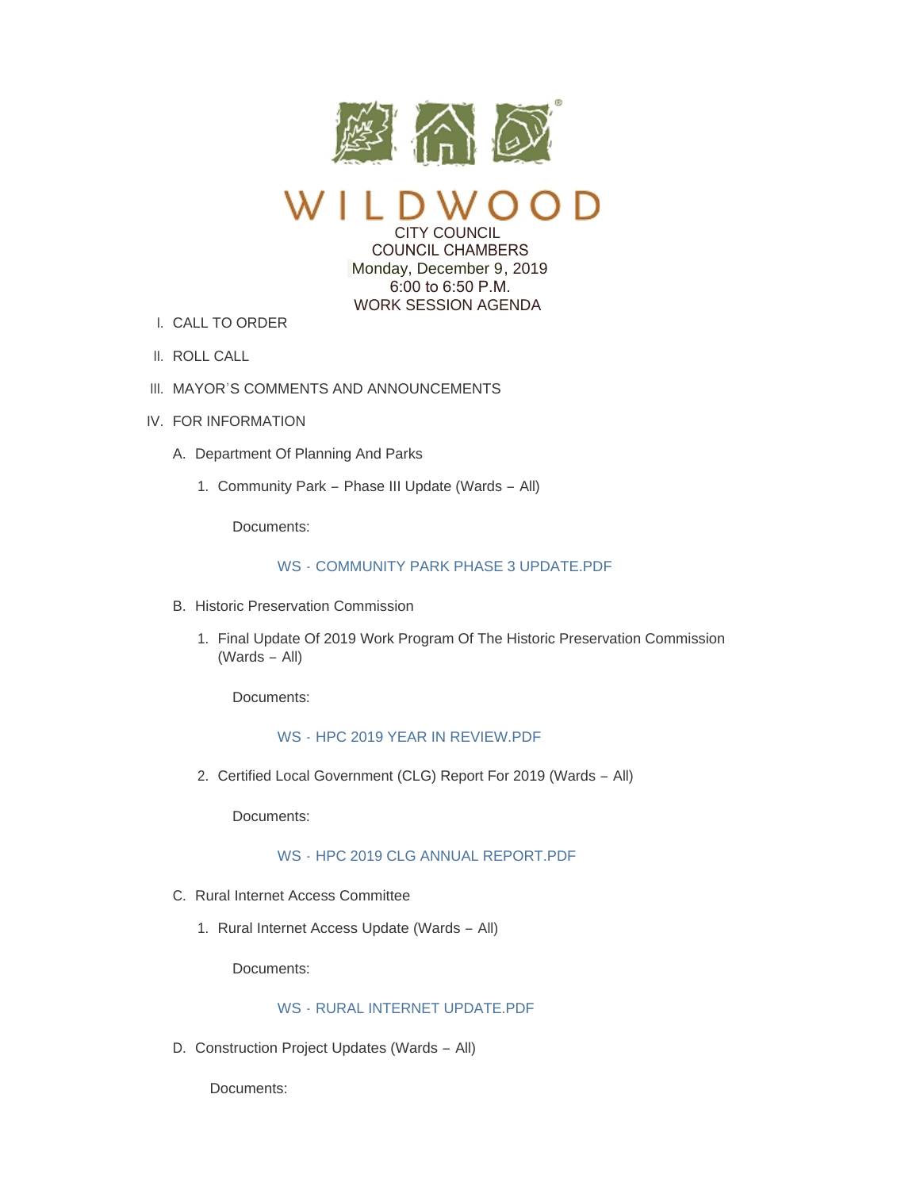# WILDWOOD

CITY COUNCIL
COUNCIL CHAMBERS
Monday, December 9, 2019
6:00 to 6:50 P.M.
WORK SESSION AGENDA

I. CALL TO ORDER

II. ROLL CALL

III. MAYOR'S COMMENTS AND ANNOUNCEMENTS

IV. FOR INFORMATION

A. Department Of Planning And Parks

1. Community Park – Phase III Update (Wards – All)

Documents:

WS - COMMUNITY PARK PHASE 3 UPDATE.PDF

B. Historic Preservation Commission

1. Final Update Of 2019 Work Program Of The Historic Preservation Commission (Wards – All)

Documents:

WS - HPC 2019 YEAR IN REVIEW.PDF

2. Certified Local Government (CLG) Report For 2019 (Wards – All)

Documents:

WS - HPC 2019 CLG ANNUAL REPORT.PDF

C. Rural Internet Access Committee

1. Rural Internet Access Update (Wards – All)

Documents:

WS - RURAL INTERNET UPDATE.PDF

D. Construction Project Updates (Wards – All)

Documents: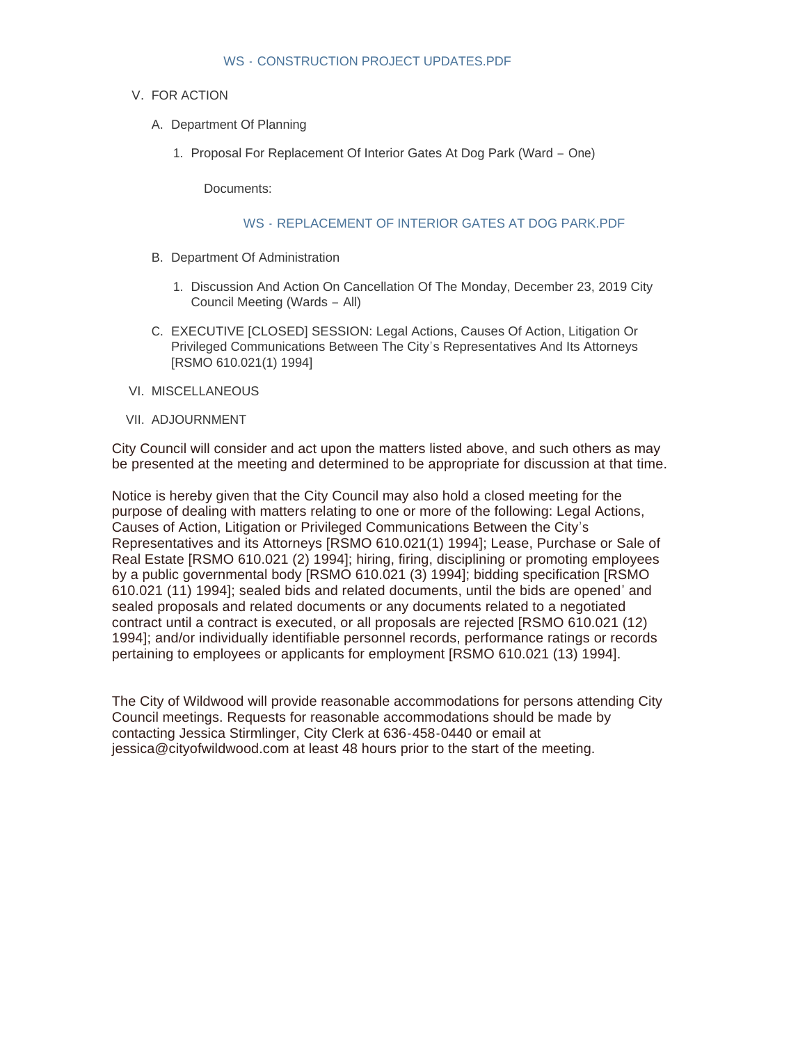WS - CONSTRUCTION PROJECT UPDATES.PDF

V. FOR ACTION

A. Department Of Planning

1. Proposal For Replacement Of Interior Gates At Dog Park (Ward – One)

Documents:

WS - REPLACEMENT OF INTERIOR GATES AT DOG PARK.PDF

B. Department Of Administration

1. Discussion And Action On Cancellation Of The Monday, December 23, 2019 City Council Meeting (Wards – All)

C. EXECUTIVE [CLOSED] SESSION: Legal Actions, Causes Of Action, Litigation Or Privileged Communications Between The City's Representatives And Its Attorneys [RSMO 610.021(1) 1994]

VI. MISCELLANEOUS

VII. ADJOURNMENT

City Council will consider and act upon the matters listed above, and such others as may be presented at the meeting and determined to be appropriate for discussion at that time.

Notice is hereby given that the City Council may also hold a closed meeting for the purpose of dealing with matters relating to one or more of the following: Legal Actions, Causes of Action, Litigation or Privileged Communications Between the City's Representatives and its Attorneys [RSMO 610.021(1) 1994]; Lease, Purchase or Sale of Real Estate [RSMO 610.021 (2) 1994]; hiring, firing, disciplining or promoting employees by a public governmental body [RSMO 610.021 (3) 1994]; bidding specification [RSMO 610.021 (11) 1994]; sealed bids and related documents, until the bids are opened' and sealed proposals and related documents or any documents related to a negotiated contract until a contract is executed, or all proposals are rejected [RSMO 610.021 (12) 1994]; and/or individually identifiable personnel records, performance ratings or records pertaining to employees or applicants for employment [RSMO 610.021 (13) 1994].

The City of Wildwood will provide reasonable accommodations for persons attending City Council meetings. Requests for reasonable accommodations should be made by contacting Jessica Stirmlinger, City Clerk at 636-458-0440 or email at jessica@cityofwildwood.com at least 48 hours prior to the start of the meeting.